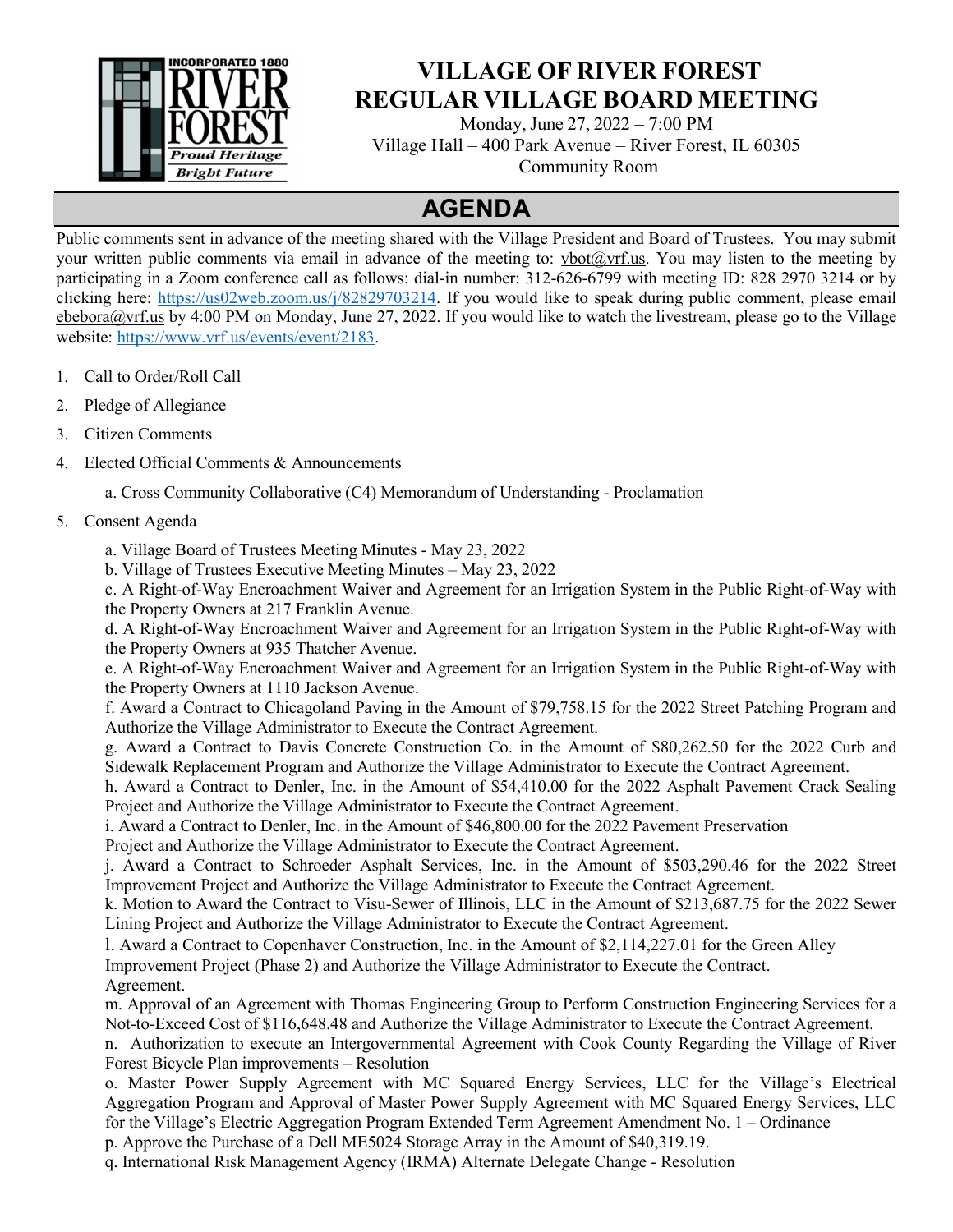# VILLAGE OF RIVER FOREST
# REGULAR VILLAGE BOARD MEETING

Monday, June 27, 2022 – 7:00 PM
Village Hall – 400 Park Avenue – River Forest, IL 60305
Community Room

## AGENDA

Public comments sent in advance of the meeting shared with the Village President and Board of Trustees. You may submit your written public comments via email in advance of the meeting to: vbot@vrf.us. You may listen to the meeting by participating in a Zoom conference call as follows: dial-in number: 312-626-6799 with meeting ID: 828 2970 3214 or by clicking here: https://us02web.zoom.us/j/82829703214. If you would like to speak during public comment, please email ebebora@vrf.us by 4:00 PM on Monday, June 27, 2022. If you would like to watch the livestream, please go to the Village website: https://www.vrf.us/events/event/2183.

1. Call to Order/Roll Call
2. Pledge of Allegiance
3. Citizen Comments
4. Elected Official Comments & Announcements

   a. Cross Community Collaborative (C4) Memorandum of Understanding - Proclamation

5. Consent Agenda

   a. Village Board of Trustees Meeting Minutes - May 23, 2022
   b. Village of Trustees Executive Meeting Minutes – May 23, 2022
   c. A Right-of-Way Encroachment Waiver and Agreement for an Irrigation System in the Public Right-of-Way with the Property Owners at 217 Franklin Avenue.
   d. A Right-of-Way Encroachment Waiver and Agreement for an Irrigation System in the Public Right-of-Way with the Property Owners at 935 Thatcher Avenue.
   e. A Right-of-Way Encroachment Waiver and Agreement for an Irrigation System in the Public Right-of-Way with the Property Owners at 1110 Jackson Avenue.
   f. Award a Contract to Chicagoland Paving in the Amount of $79,758.15 for the 2022 Street Patching Program and Authorize the Village Administrator to Execute the Contract Agreement.
   g. Award a Contract to Davis Concrete Construction Co. in the Amount of $80,262.50 for the 2022 Curb and Sidewalk Replacement Program and Authorize the Village Administrator to Execute the Contract Agreement.
   h. Award a Contract to Denler, Inc. in the Amount of $54,410.00 for the 2022 Asphalt Pavement Crack Sealing Project and Authorize the Village Administrator to Execute the Contract Agreement.
   i. Award a Contract to Denler, Inc. in the Amount of $46,800.00 for the 2022 Pavement Preservation Project and Authorize the Village Administrator to Execute the Contract Agreement.
   j. Award a Contract to Schroeder Asphalt Services, Inc. in the Amount of $503,290.46 for the 2022 Street Improvement Project and Authorize the Village Administrator to Execute the Contract Agreement.
   k. Motion to Award the Contract to Visu-Sewer of Illinois, LLC in the Amount of $213,687.75 for the 2022 Sewer Lining Project and Authorize the Village Administrator to Execute the Contract Agreement.
   l. Award a Contract to Copenhaver Construction, Inc. in the Amount of $2,114,227.01 for the Green Alley Improvement Project (Phase 2) and Authorize the Village Administrator to Execute the Contract. Agreement.
   m. Approval of an Agreement with Thomas Engineering Group to Perform Construction Engineering Services for a Not-to-Exceed Cost of $116,648.48 and Authorize the Village Administrator to Execute the Contract Agreement.
   n. Authorization to execute an Intergovernmental Agreement with Cook County Regarding the Village of River Forest Bicycle Plan improvements – Resolution
   o. Master Power Supply Agreement with MC Squared Energy Services, LLC for the Village's Electrical Aggregation Program and Approval of Master Power Supply Agreement with MC Squared Energy Services, LLC for the Village's Electric Aggregation Program Extended Term Agreement Amendment No. 1 – Ordinance
   p. Approve the Purchase of a Dell ME5024 Storage Array in the Amount of $40,319.19.
   q. International Risk Management Agency (IRMA) Alternate Delegate Change - Resolution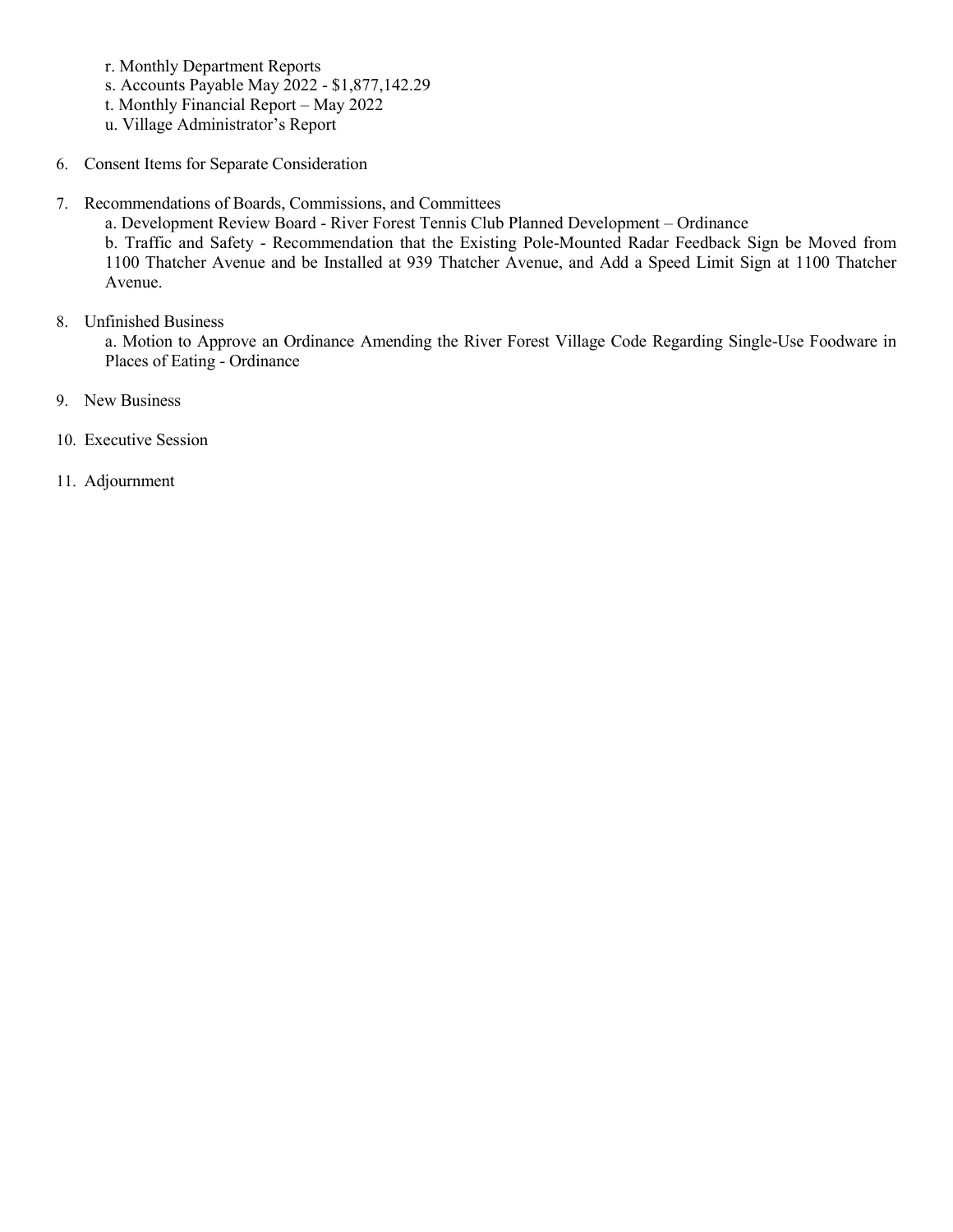r. Monthly Department Reports
s. Accounts Payable May 2022 - $1,877,142.29
t. Monthly Financial Report – May 2022
u. Village Administrator's Report

6. Consent Items for Separate Consideration

7. Recommendations of Boards, Commissions, and Committees
   a. Development Review Board - River Forest Tennis Club Planned Development – Ordinance
   b. Traffic and Safety - Recommendation that the Existing Pole-Mounted Radar Feedback Sign be Moved from 1100 Thatcher Avenue and be Installed at 939 Thatcher Avenue, and Add a Speed Limit Sign at 1100 Thatcher Avenue.

8. Unfinished Business
   a. Motion to Approve an Ordinance Amending the River Forest Village Code Regarding Single-Use Foodware in Places of Eating - Ordinance

9. New Business

10. Executive Session

11. Adjournment